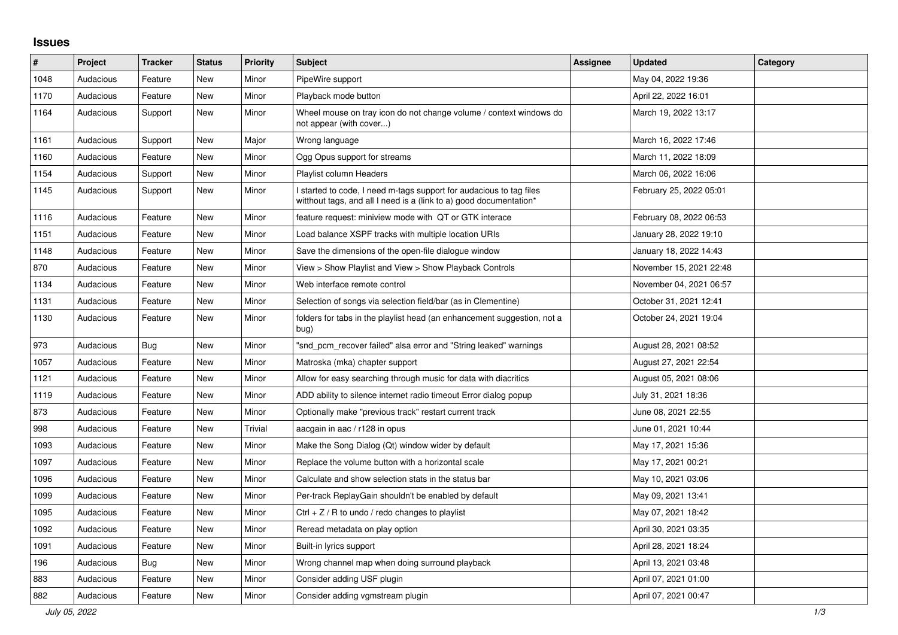## Issues

| # | Project | Tracker | Status | Priority | Subject | Assignee | Updated | Category |
|---|---|---|---|---|---|---|---|---|
| 1048 | Audacious | Feature | New | Minor | PipeWire support | | May 04, 2022 19:36 | |
| 1170 | Audacious | Feature | New | Minor | Playback mode button | | April 22, 2022 16:01 | |
| 1164 | Audacious | Support | New | Minor | Wheel mouse on tray icon do not change volume / context windows do not appear (with cover...) | | March 19, 2022 13:17 | |
| 1161 | Audacious | Support | New | Major | Wrong language | | March 16, 2022 17:46 | |
| 1160 | Audacious | Feature | New | Minor | Ogg Opus support for streams | | March 11, 2022 18:09 | |
| 1154 | Audacious | Support | New | Minor | Playlist column Headers | | March 06, 2022 16:06 | |
| 1145 | Audacious | Support | New | Minor | I started to code, I need m-tags support for audacious to tag files witthout tags, and all I need is a (link to a) good documentation* | | February 25, 2022 05:01 | |
| 1116 | Audacious | Feature | New | Minor | feature request: miniview mode with QT or GTK interace | | February 08, 2022 06:53 | |
| 1151 | Audacious | Feature | New | Minor | Load balance XSPF tracks with multiple location URIs | | January 28, 2022 19:10 | |
| 1148 | Audacious | Feature | New | Minor | Save the dimensions of the open-file dialogue window | | January 18, 2022 14:43 | |
| 870 | Audacious | Feature | New | Minor | View > Show Playlist and View > Show Playback Controls | | November 15, 2021 22:48 | |
| 1134 | Audacious | Feature | New | Minor | Web interface remote control | | November 04, 2021 06:57 | |
| 1131 | Audacious | Feature | New | Minor | Selection of songs via selection field/bar (as in Clementine) | | October 31, 2021 12:41 | |
| 1130 | Audacious | Feature | New | Minor | folders for tabs in the playlist head (an enhancement suggestion, not a bug) | | October 24, 2021 19:04 | |
| 973 | Audacious | Bug | New | Minor | "snd_pcm_recover failed" alsa error and "String leaked" warnings | | August 28, 2021 08:52 | |
| 1057 | Audacious | Feature | New | Minor | Matroska (mka) chapter support | | August 27, 2021 22:54 | |
| 1121 | Audacious | Feature | New | Minor | Allow for easy searching through music for data with diacritics | | August 05, 2021 08:06 | |
| 1119 | Audacious | Feature | New | Minor | ADD ability to silence internet radio timeout Error dialog popup | | July 31, 2021 18:36 | |
| 873 | Audacious | Feature | New | Minor | Optionally make "previous track" restart current track | | June 08, 2021 22:55 | |
| 998 | Audacious | Feature | New | Trivial | aacgain in aac / r128 in opus | | June 01, 2021 10:44 | |
| 1093 | Audacious | Feature | New | Minor | Make the Song Dialog (Qt) window wider by default | | May 17, 2021 15:36 | |
| 1097 | Audacious | Feature | New | Minor | Replace the volume button with a horizontal scale | | May 17, 2021 00:21 | |
| 1096 | Audacious | Feature | New | Minor | Calculate and show selection stats in the status bar | | May 10, 2021 03:06 | |
| 1099 | Audacious | Feature | New | Minor | Per-track ReplayGain shouldn't be enabled by default | | May 09, 2021 13:41 | |
| 1095 | Audacious | Feature | New | Minor | Ctrl + Z / R to undo / redo changes to playlist | | May 07, 2021 18:42 | |
| 1092 | Audacious | Feature | New | Minor | Reread metadata on play option | | April 30, 2021 03:35 | |
| 1091 | Audacious | Feature | New | Minor | Built-in lyrics support | | April 28, 2021 18:24 | |
| 196 | Audacious | Bug | New | Minor | Wrong channel map when doing surround playback | | April 13, 2021 03:48 | |
| 883 | Audacious | Feature | New | Minor | Consider adding USF plugin | | April 07, 2021 01:00 | |
| 882 | Audacious | Feature | New | Minor | Consider adding vgmstream plugin | | April 07, 2021 00:47 | |

*July 05, 2022*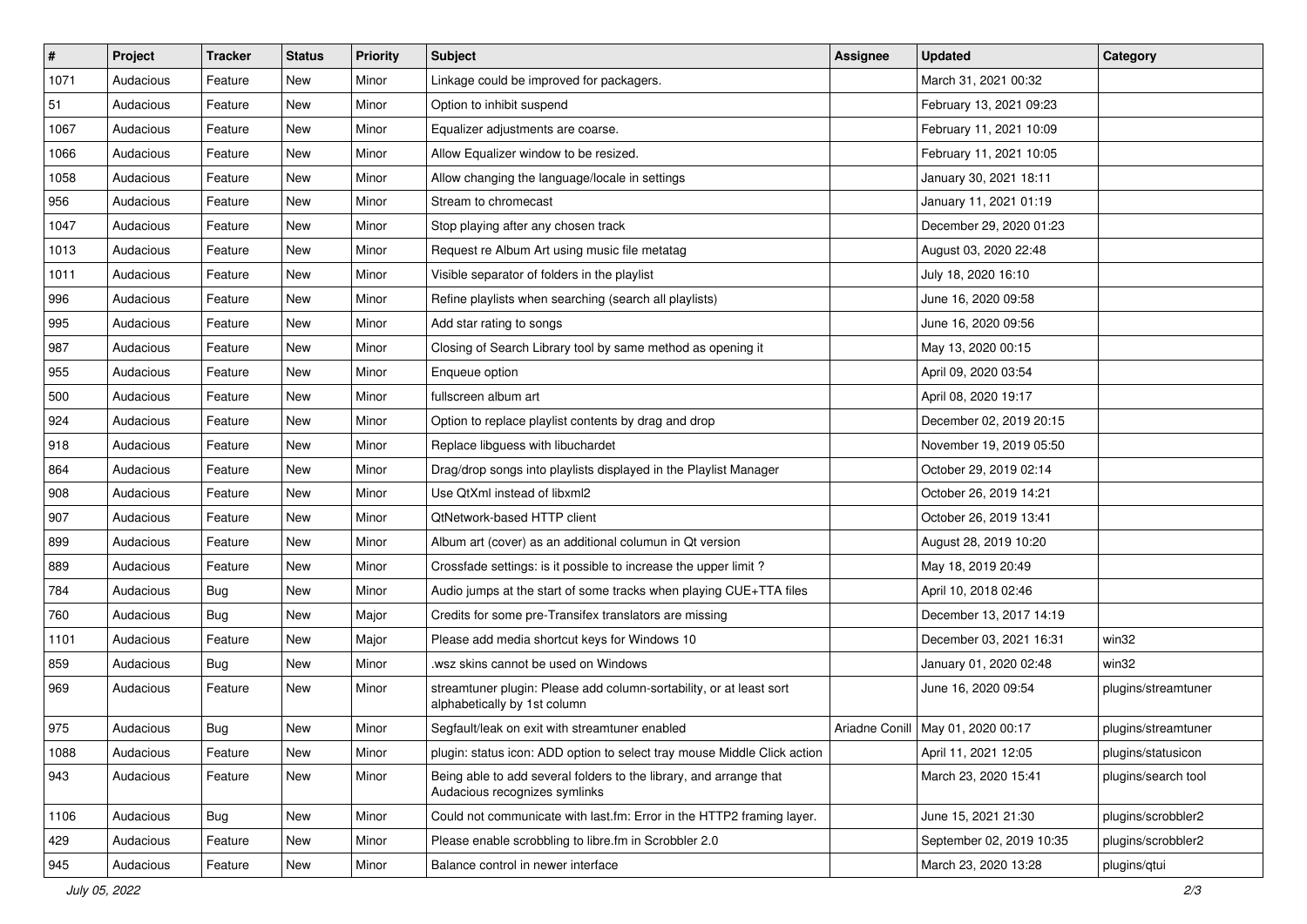| # | Project | Tracker | Status | Priority | Subject | Assignee | Updated | Category |
|---|---|---|---|---|---|---|---|---|
| 1071 | Audacious | Feature | New | Minor | Linkage could be improved for packagers. | | March 31, 2021 00:32 | |
| 51 | Audacious | Feature | New | Minor | Option to inhibit suspend | | February 13, 2021 09:23 | |
| 1067 | Audacious | Feature | New | Minor | Equalizer adjustments are coarse. | | February 11, 2021 10:09 | |
| 1066 | Audacious | Feature | New | Minor | Allow Equalizer window to be resized. | | February 11, 2021 10:05 | |
| 1058 | Audacious | Feature | New | Minor | Allow changing the language/locale in settings | | January 30, 2021 18:11 | |
| 956 | Audacious | Feature | New | Minor | Stream to chromecast | | January 11, 2021 01:19 | |
| 1047 | Audacious | Feature | New | Minor | Stop playing after any chosen track | | December 29, 2020 01:23 | |
| 1013 | Audacious | Feature | New | Minor | Request re Album Art using music file metatag | | August 03, 2020 22:48 | |
| 1011 | Audacious | Feature | New | Minor | Visible separator of folders in the playlist | | July 18, 2020 16:10 | |
| 996 | Audacious | Feature | New | Minor | Refine playlists when searching (search all playlists) | | June 16, 2020 09:58 | |
| 995 | Audacious | Feature | New | Minor | Add star rating to songs | | June 16, 2020 09:56 | |
| 987 | Audacious | Feature | New | Minor | Closing of Search Library tool by same method as opening it | | May 13, 2020 00:15 | |
| 955 | Audacious | Feature | New | Minor | Enqueue option | | April 09, 2020 03:54 | |
| 500 | Audacious | Feature | New | Minor | fullscreen album art | | April 08, 2020 19:17 | |
| 924 | Audacious | Feature | New | Minor | Option to replace playlist contents by drag and drop | | December 02, 2019 20:15 | |
| 918 | Audacious | Feature | New | Minor | Replace libguess with libuchardet | | November 19, 2019 05:50 | |
| 864 | Audacious | Feature | New | Minor | Drag/drop songs into playlists displayed in the Playlist Manager | | October 29, 2019 02:14 | |
| 908 | Audacious | Feature | New | Minor | Use QtXml instead of libxml2 | | October 26, 2019 14:21 | |
| 907 | Audacious | Feature | New | Minor | QtNetwork-based HTTP client | | October 26, 2019 13:41 | |
| 899 | Audacious | Feature | New | Minor | Album art (cover) as an additional columun in Qt version | | August 28, 2019 10:20 | |
| 889 | Audacious | Feature | New | Minor | Crossfade settings: is it possible to increase the upper limit ? | | May 18, 2019 20:49 | |
| 784 | Audacious | Bug | New | Minor | Audio jumps at the start of some tracks when playing CUE+TTA files | | April 10, 2018 02:46 | |
| 760 | Audacious | Bug | New | Major | Credits for some pre-Transifex translators are missing | | December 13, 2017 14:19 | |
| 1101 | Audacious | Feature | New | Major | Please add media shortcut keys for Windows 10 | | December 03, 2021 16:31 | win32 |
| 859 | Audacious | Bug | New | Minor | .wsz skins cannot be used on Windows | | January 01, 2020 02:48 | win32 |
| 969 | Audacious | Feature | New | Minor | streamtuner plugin: Please add column-sortability, or at least sort alphabetically by 1st column | | June 16, 2020 09:54 | plugins/streamtuner |
| 975 | Audacious | Bug | New | Minor | Segfault/leak on exit with streamtuner enabled | Ariadne Conill | May 01, 2020 00:17 | plugins/streamtuner |
| 1088 | Audacious | Feature | New | Minor | plugin: status icon: ADD option to select tray mouse Middle Click action | | April 11, 2021 12:05 | plugins/statusicon |
| 943 | Audacious | Feature | New | Minor | Being able to add several folders to the library, and arrange that Audacious recognizes symlinks | | March 23, 2020 15:41 | plugins/search tool |
| 1106 | Audacious | Bug | New | Minor | Could not communicate with last.fm: Error in the HTTP2 framing layer. | | June 15, 2021 21:30 | plugins/scrobbler2 |
| 429 | Audacious | Feature | New | Minor | Please enable scrobbling to libre.fm in Scrobbler 2.0 | | September 02, 2019 10:35 | plugins/scrobbler2 |
| 945 | Audacious | Feature | New | Minor | Balance control in newer interface | | March 23, 2020 13:28 | plugins/qtui |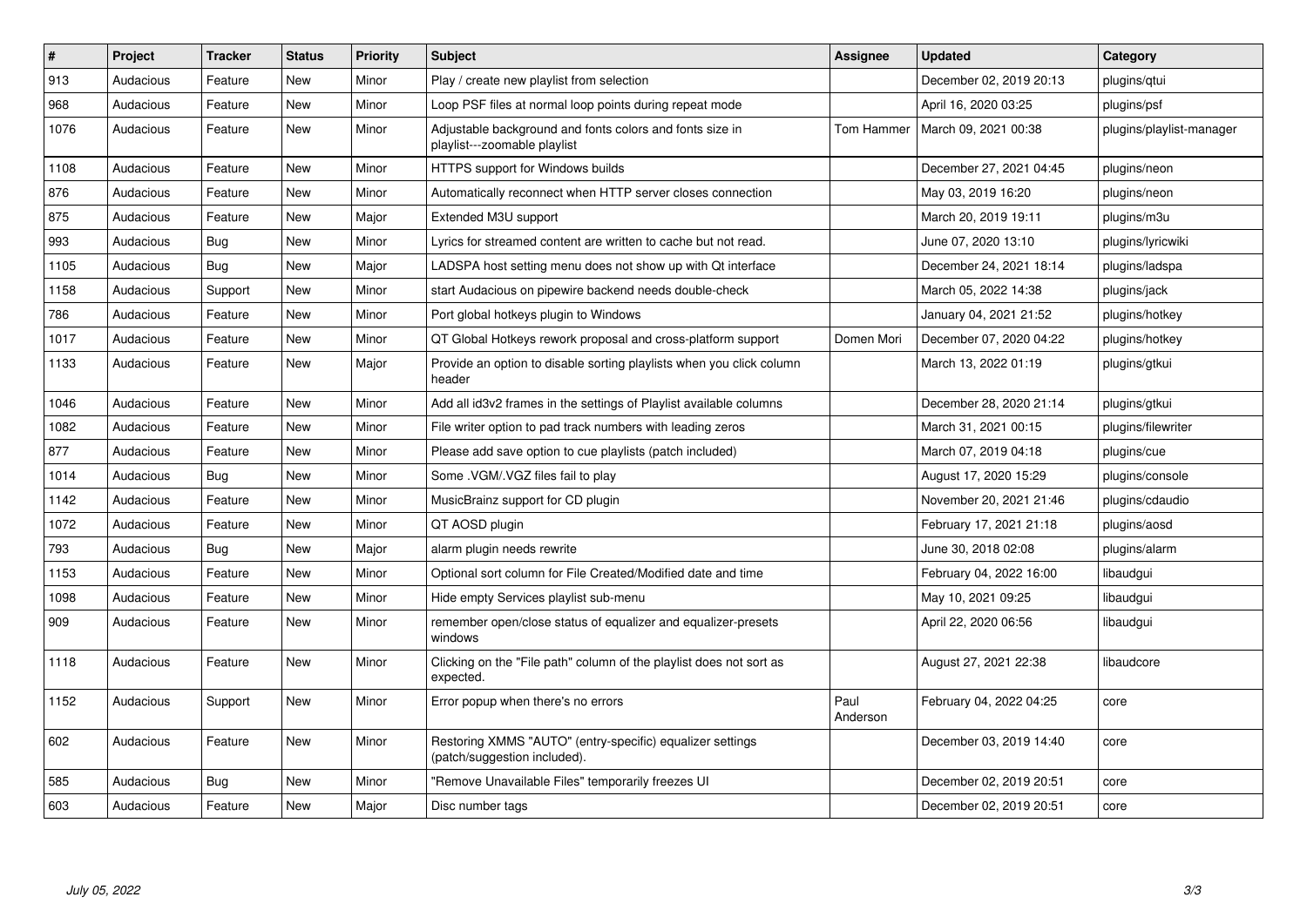| # | Project | Tracker | Status | Priority | Subject | Assignee | Updated | Category |
|---|---|---|---|---|---|---|---|---|
| 913 | Audacious | Feature | New | Minor | Play / create new playlist from selection | | December 02, 2019 20:13 | plugins/qtui |
| 968 | Audacious | Feature | New | Minor | Loop PSF files at normal loop points during repeat mode | | April 16, 2020 03:25 | plugins/psf |
| 1076 | Audacious | Feature | New | Minor | Adjustable background and fonts colors and fonts size in playlist---zoomable playlist | Tom Hammer | March 09, 2021 00:38 | plugins/playlist-manager |
| 1108 | Audacious | Feature | New | Minor | HTTPS support for Windows builds | | December 27, 2021 04:45 | plugins/neon |
| 876 | Audacious | Feature | New | Minor | Automatically reconnect when HTTP server closes connection | | May 03, 2019 16:20 | plugins/neon |
| 875 | Audacious | Feature | New | Major | Extended M3U support | | March 20, 2019 19:11 | plugins/m3u |
| 993 | Audacious | Bug | New | Minor | Lyrics for streamed content are written to cache but not read. | | June 07, 2020 13:10 | plugins/lyricwiki |
| 1105 | Audacious | Bug | New | Major | LADSPA host setting menu does not show up with Qt interface | | December 24, 2021 18:14 | plugins/ladspa |
| 1158 | Audacious | Support | New | Minor | start Audacious on pipewire backend needs double-check | | March 05, 2022 14:38 | plugins/jack |
| 786 | Audacious | Feature | New | Minor | Port global hotkeys plugin to Windows | | January 04, 2021 21:52 | plugins/hotkey |
| 1017 | Audacious | Feature | New | Minor | QT Global Hotkeys rework proposal and cross-platform support | Domen Mori | December 07, 2020 04:22 | plugins/hotkey |
| 1133 | Audacious | Feature | New | Major | Provide an option to disable sorting playlists when you click column header | | March 13, 2022 01:19 | plugins/gtkui |
| 1046 | Audacious | Feature | New | Minor | Add all id3v2 frames in the settings of Playlist available columns | | December 28, 2020 21:14 | plugins/gtkui |
| 1082 | Audacious | Feature | New | Minor | File writer option to pad track numbers with leading zeros | | March 31, 2021 00:15 | plugins/filewriter |
| 877 | Audacious | Feature | New | Minor | Please add save option to cue playlists (patch included) | | March 07, 2019 04:18 | plugins/cue |
| 1014 | Audacious | Bug | New | Minor | Some .VGM/.VGZ files fail to play | | August 17, 2020 15:29 | plugins/console |
| 1142 | Audacious | Feature | New | Minor | MusicBrainz support for CD plugin | | November 20, 2021 21:46 | plugins/cdaudio |
| 1072 | Audacious | Feature | New | Minor | QT AOSD plugin | | February 17, 2021 21:18 | plugins/aosd |
| 793 | Audacious | Bug | New | Major | alarm plugin needs rewrite | | June 30, 2018 02:08 | plugins/alarm |
| 1153 | Audacious | Feature | New | Minor | Optional sort column for File Created/Modified date and time | | February 04, 2022 16:00 | libaudgui |
| 1098 | Audacious | Feature | New | Minor | Hide empty Services playlist sub-menu | | May 10, 2021 09:25 | libaudgui |
| 909 | Audacious | Feature | New | Minor | remember open/close status of equalizer and equalizer-presets windows | | April 22, 2020 06:56 | libaudgui |
| 1118 | Audacious | Feature | New | Minor | Clicking on the "File path" column of the playlist does not sort as expected. | | August 27, 2021 22:38 | libaudcore |
| 1152 | Audacious | Support | New | Minor | Error popup when there's no errors | Paul Anderson | February 04, 2022 04:25 | core |
| 602 | Audacious | Feature | New | Minor | Restoring XMMS "AUTO" (entry-specific) equalizer settings (patch/suggestion included). | | December 03, 2019 14:40 | core |
| 585 | Audacious | Bug | New | Minor | "Remove Unavailable Files" temporarily freezes UI | | December 02, 2019 20:51 | core |
| 603 | Audacious | Feature | New | Major | Disc number tags | | December 02, 2019 20:51 | core |